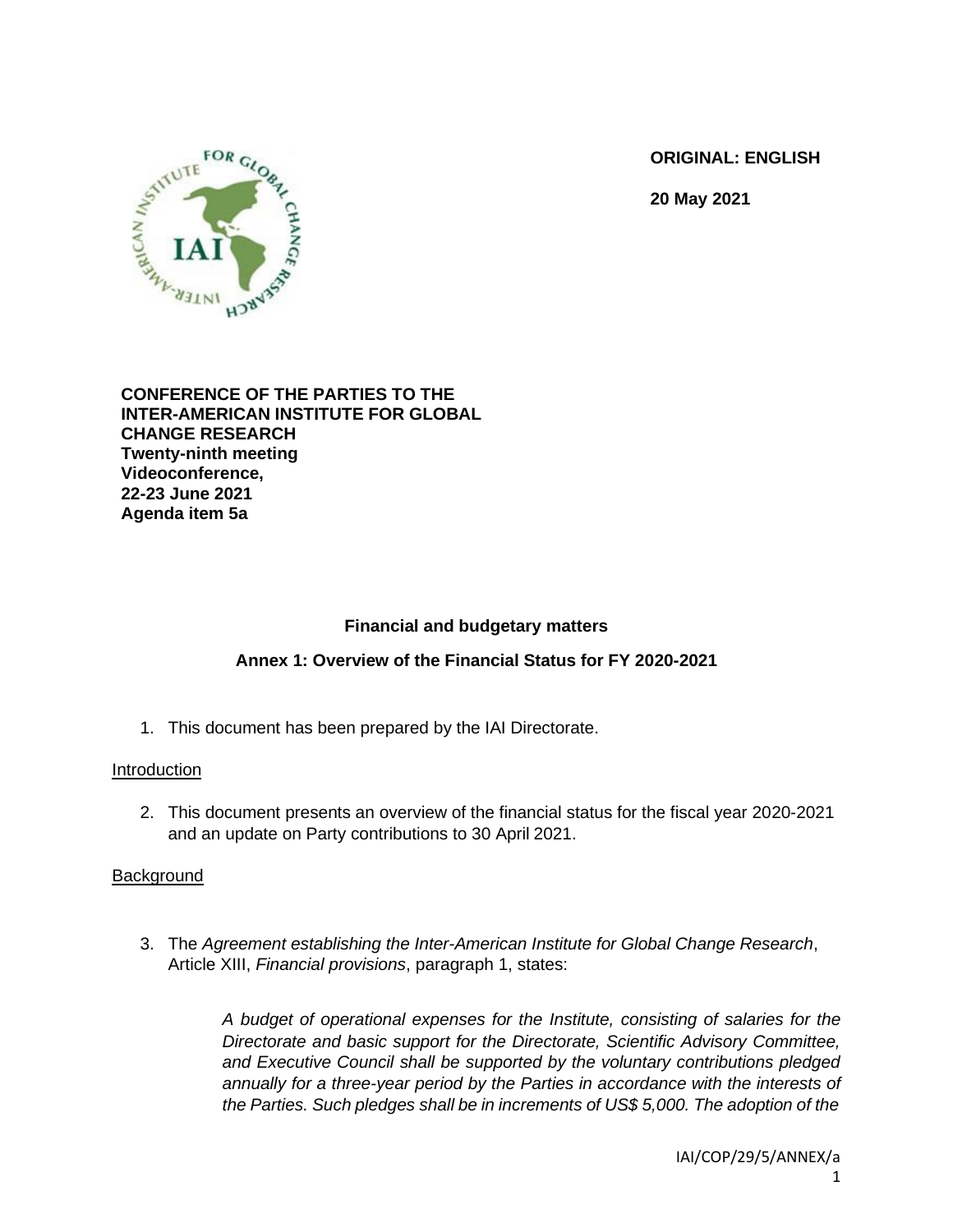**ORIGINAL: ENGLISH**

**20 May 2021**

**CONFERENCE OF THE PARTIES TO THE INTER-AMERICAN INSTITUTE FOR GLOBAL CHANGE RESEARCH**
**Twenty-ninth meeting**
**Videoconference,**
**22-23 June 2021**
**Agenda item 5a**

## Financial and budgetary matters

### Annex 1: Overview of the Financial Status for FY 2020-2021

1. This document has been prepared by the IAI Directorate.

Introduction

2. This document presents an overview of the financial status for the fiscal year 2020-2021 and an update on Party contributions to 30 April 2021.

Background

3. The *Agreement establishing the Inter-American Institute for Global Change Research*, Article XIII, *Financial provisions*, paragraph 1, states:

> *A budget of operational expenses for the Institute, consisting of salaries for the Directorate and basic support for the Directorate, Scientific Advisory Committee, and Executive Council shall be supported by the voluntary contributions pledged annually for a three-year period by the Parties in accordance with the interests of the Parties. Such pledges shall be in increments of US$ 5,000. The adoption of the*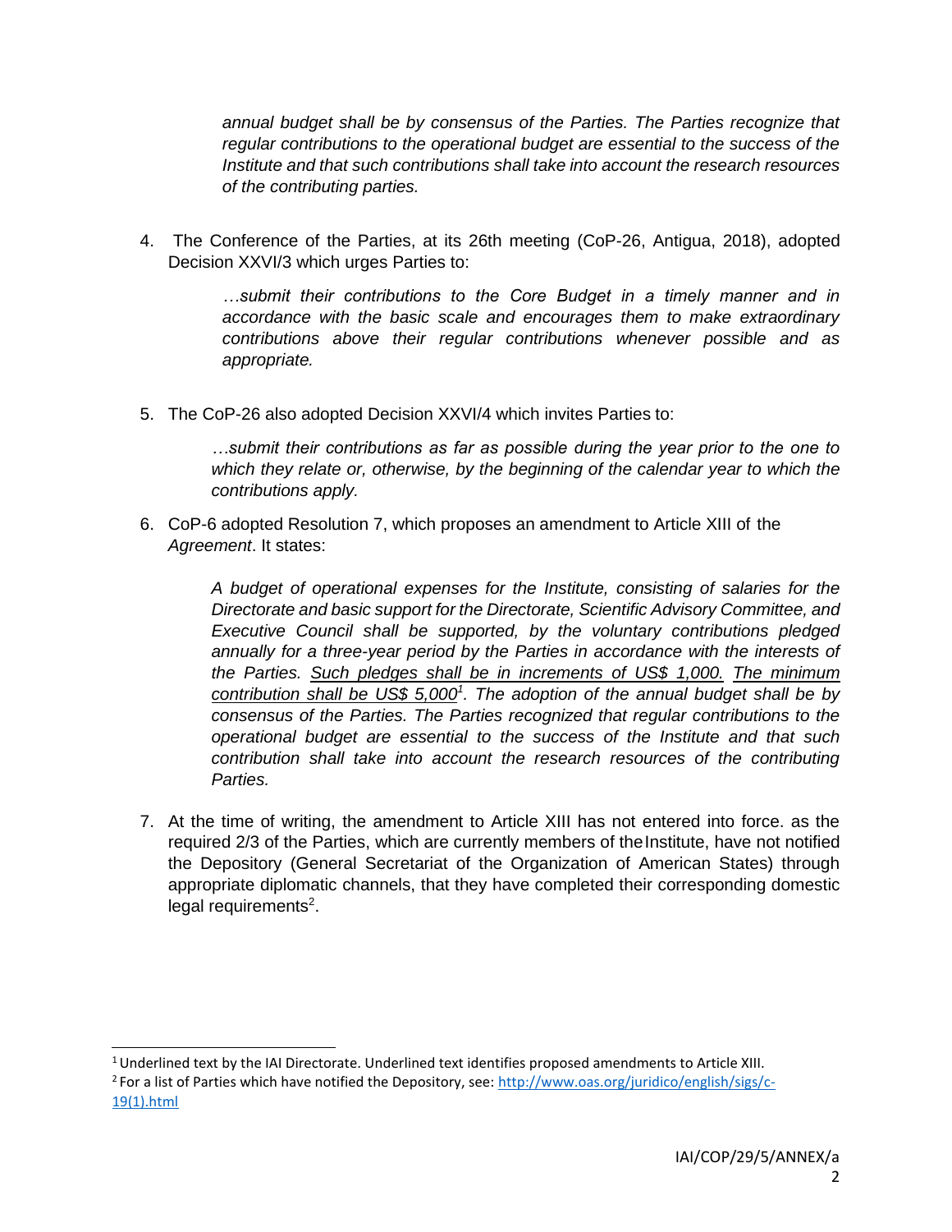> *annual budget shall be by consensus of the Parties. The Parties recognize that regular contributions to the operational budget are essential to the success of the Institute and that such contributions shall take into account the research resources of the contributing parties.*

4. The Conference of the Parties, at its 26th meeting (CoP-26, Antigua, 2018), adopted Decision XXVI/3 which urges Parties to:

> *…submit their contributions to the Core Budget in a timely manner and in accordance with the basic scale and encourages them to make extraordinary contributions above their regular contributions whenever possible and as appropriate.*

5. The CoP-26 also adopted Decision XXVI/4 which invites Parties to:

> *…submit their contributions as far as possible during the year prior to the one to which they relate or, otherwise, by the beginning of the calendar year to which the contributions apply.*

6. CoP-6 adopted Resolution 7, which proposes an amendment to Article XIII of the *Agreement*. It states:

> *A budget of operational expenses for the Institute, consisting of salaries for the Directorate and basic support for the Directorate, Scientific Advisory Committee, and Executive Council shall be supported, by the voluntary contributions pledged annually for a three-year period by the Parties in accordance with the interests of the Parties. <u>Such pledges shall be in increments of US$ 1,000.</u> <u>The minimum contribution shall be US$ 5,000</u>[1]. The adoption of the annual budget shall be by consensus of the Parties. The Parties recognized that regular contributions to the operational budget are essential to the success of the Institute and that such contribution shall take into account the research resources of the contributing Parties.*

7. At the time of writing, the amendment to Article XIII has not entered into force. as the required 2/3 of the Parties, which are currently members of the Institute, have not notified the Depository (General Secretariat of the Organization of American States) through appropriate diplomatic channels, that they have completed their corresponding domestic legal requirements[2].

---

[1] Underlined text by the IAI Directorate. Underlined text identifies proposed amendments to Article XIII.

[2] For a list of Parties which have notified the Depository, see: http://www.oas.org/juridico/english/sigs/c-19(1).html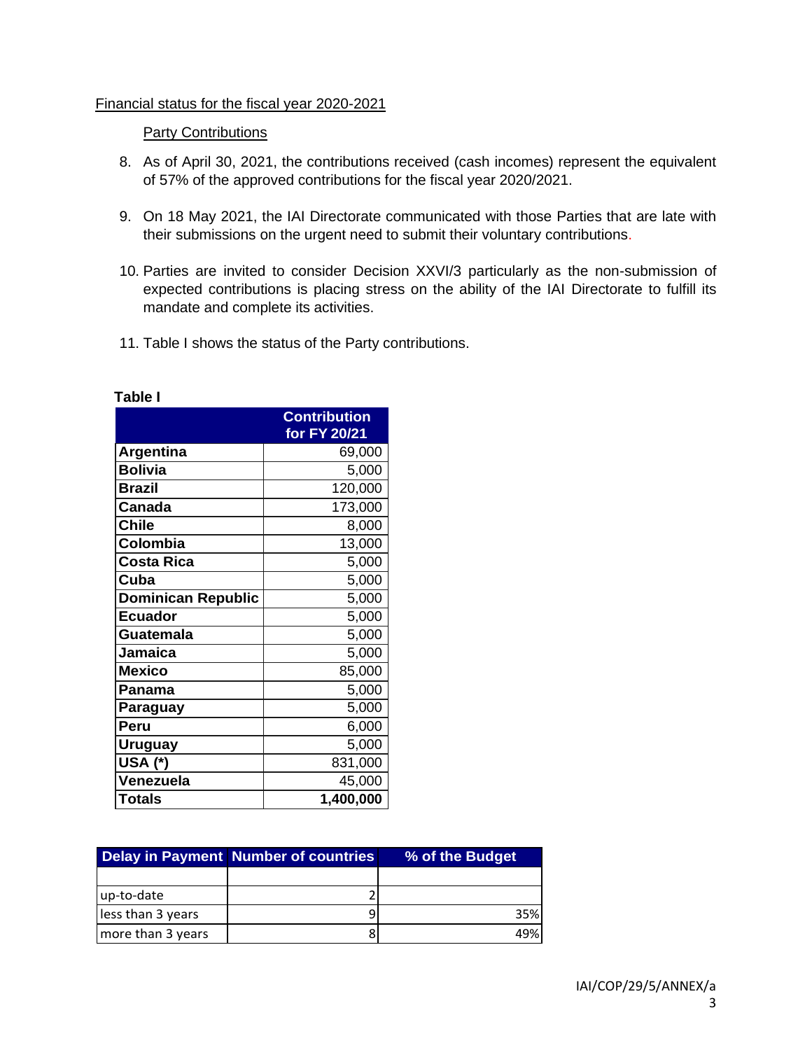Financial status for the fiscal year 2020-2021

Party Contributions

8. As of April 30, 2021, the contributions received (cash incomes) represent the equivalent of 57% of the approved contributions for the fiscal year 2020/2021.

9. On 18 May 2021, the IAI Directorate communicated with those Parties that are late with their submissions on the urgent need to submit their voluntary contributions.

10. Parties are invited to consider Decision XXVI/3 particularly as the non-submission of expected contributions is placing stress on the ability of the IAI Directorate to fulfill its mandate and complete its activities.

11. Table I shows the status of the Party contributions.

**Table I**

| | Contribution for FY 20/21 |
|---|---:|
| **Argentina** | 69,000 |
| **Bolivia** | 5,000 |
| **Brazil** | 120,000 |
| **Canada** | 173,000 |
| **Chile** | 8,000 |
| **Colombia** | 13,000 |
| **Costa Rica** | 5,000 |
| **Cuba** | 5,000 |
| **Dominican Republic** | 5,000 |
| **Ecuador** | 5,000 |
| **Guatemala** | 5,000 |
| **Jamaica** | 5,000 |
| **Mexico** | 85,000 |
| **Panama** | 5,000 |
| **Paraguay** | 5,000 |
| **Peru** | 6,000 |
| **Uruguay** | 5,000 |
| **USA (*)** | 831,000 |
| **Venezuela** | 45,000 |
| **Totals** | **1,400,000** |

| Delay in Payment | Number of countries | % of the Budget |
|---|---:|---:|
| | | |
| up-to-date | 2 | |
| less than 3 years | 9 | 35% |
| more than 3 years | 8 | 49% |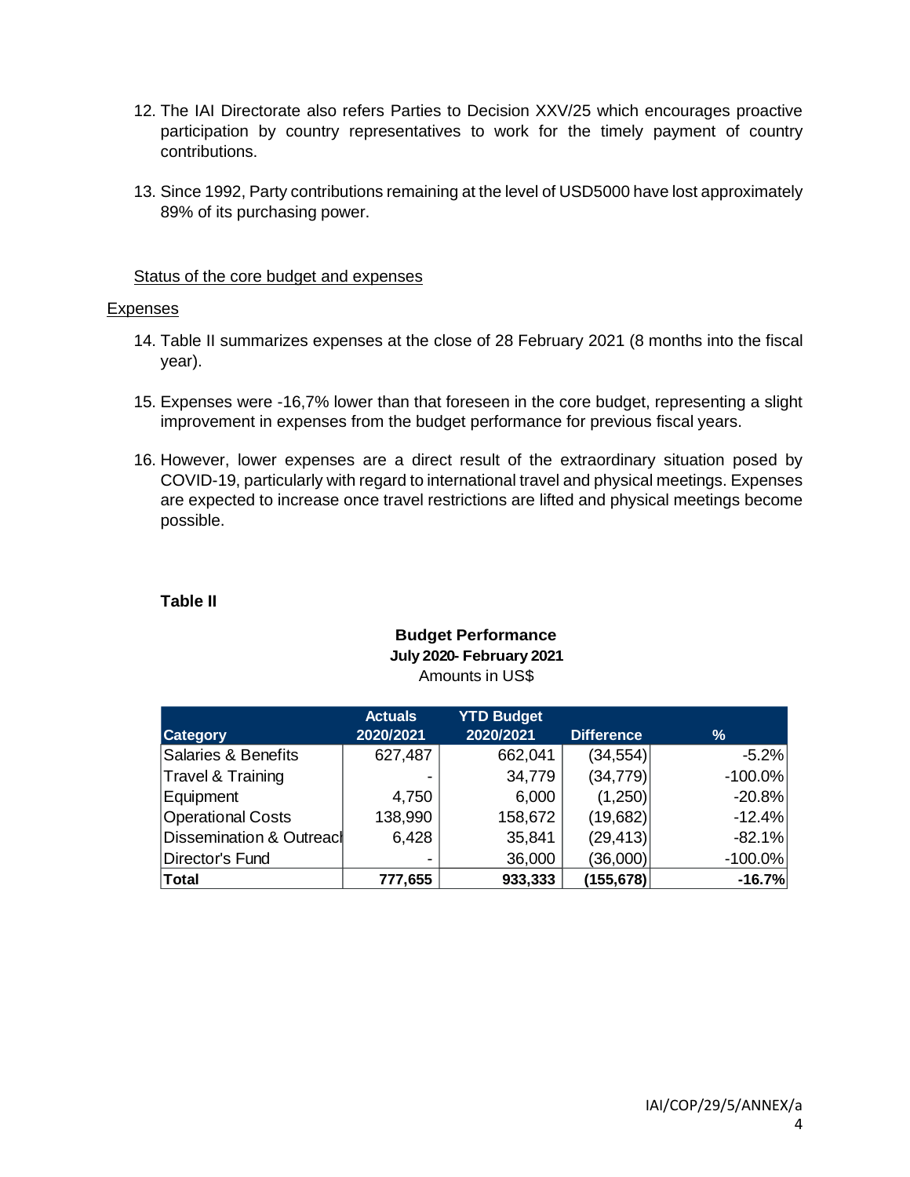12. The IAI Directorate also refers Parties to Decision XXV/25 which encourages proactive participation by country representatives to work for the timely payment of country contributions.

13. Since 1992, Party contributions remaining at the level of USD5000 have lost approximately 89% of its purchasing power.

Status of the core budget and expenses

Expenses

14. Table II summarizes expenses at the close of 28 February 2021 (8 months into the fiscal year).

15. Expenses were -16,7% lower than that foreseen in the core budget, representing a slight improvement in expenses from the budget performance for previous fiscal years.

16. However, lower expenses are a direct result of the extraordinary situation posed by COVID-19, particularly with regard to international travel and physical meetings. Expenses are expected to increase once travel restrictions are lifted and physical meetings become possible.

**Table II**

**Budget Performance**
**July 2020- February 2021**
Amounts in US$

| Category | Actuals 2020/2021 | YTD Budget 2020/2021 | Difference | % |
|---|---|---|---|---|
| Salaries & Benefits | 627,487 | 662,041 | (34,554) | -5.2% |
| Travel & Training | - | 34,779 | (34,779) | -100.0% |
| Equipment | 4,750 | 6,000 | (1,250) | -20.8% |
| Operational Costs | 138,990 | 158,672 | (19,682) | -12.4% |
| Dissemination & Outreach | 6,428 | 35,841 | (29,413) | -82.1% |
| Director's Fund | - | 36,000 | (36,000) | -100.0% |
| **Total** | **777,655** | **933,333** | **(155,678)** | **-16.7%** |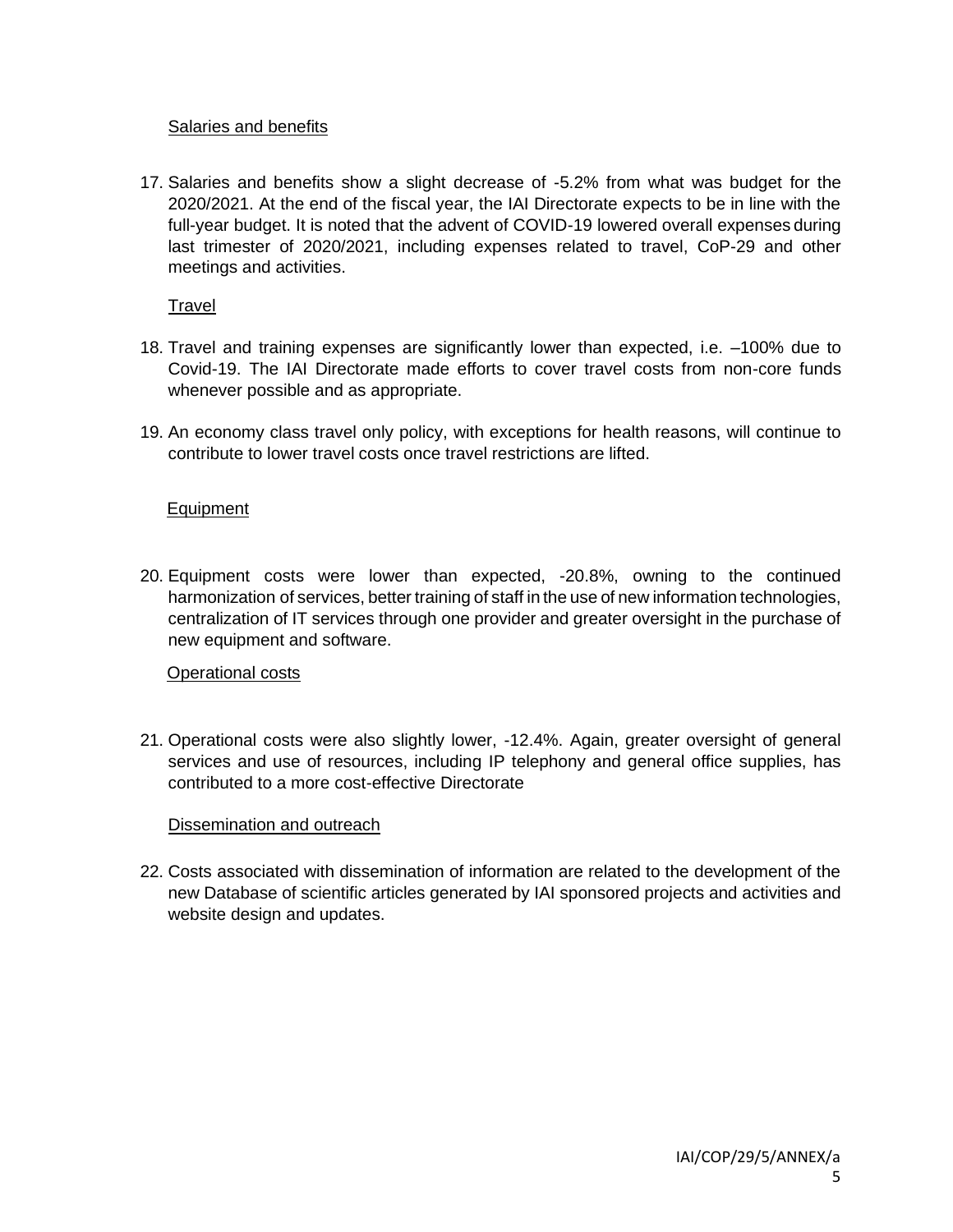Salaries and benefits

17. Salaries and benefits show a slight decrease of -5.2% from what was budget for the 2020/2021. At the end of the fiscal year, the IAI Directorate expects to be in line with the full-year budget. It is noted that the advent of COVID-19 lowered overall expenses during last trimester of 2020/2021, including expenses related to travel, CoP-29 and other meetings and activities.

Travel

18. Travel and training expenses are significantly lower than expected, i.e. –100% due to Covid-19. The IAI Directorate made efforts to cover travel costs from non-core funds whenever possible and as appropriate.

19. An economy class travel only policy, with exceptions for health reasons, will continue to contribute to lower travel costs once travel restrictions are lifted.

Equipment

20. Equipment costs were lower than expected, -20.8%, owning to the continued harmonization of services, better training of staff in the use of new information technologies, centralization of IT services through one provider and greater oversight in the purchase of new equipment and software.

Operational costs

21. Operational costs were also slightly lower, -12.4%. Again, greater oversight of general services and use of resources, including IP telephony and general office supplies, has contributed to a more cost-effective Directorate

Dissemination and outreach

22. Costs associated with dissemination of information are related to the development of the new Database of scientific articles generated by IAI sponsored projects and activities and website design and updates.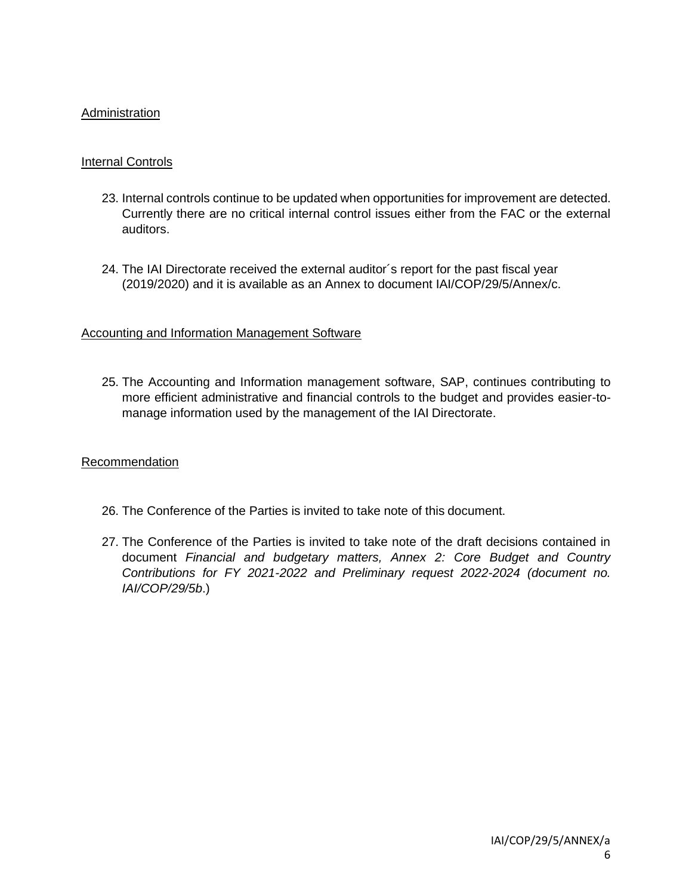Administration

Internal Controls

23. Internal controls continue to be updated when opportunities for improvement are detected. Currently there are no critical internal control issues either from the FAC or the external auditors.

24. The IAI Directorate received the external auditor´s report for the past fiscal year (2019/2020) and it is available as an Annex to document IAI/COP/29/5/Annex/c.

Accounting and Information Management Software

25. The Accounting and Information management software, SAP, continues contributing to more efficient administrative and financial controls to the budget and provides easier-to-manage information used by the management of the IAI Directorate.

Recommendation

26. The Conference of the Parties is invited to take note of this document.

27. The Conference of the Parties is invited to take note of the draft decisions contained in document *Financial and budgetary matters, Annex 2: Core Budget and Country Contributions for FY 2021-2022 and Preliminary request 2022-2024 (document no. IAI/COP/29/5b*.)